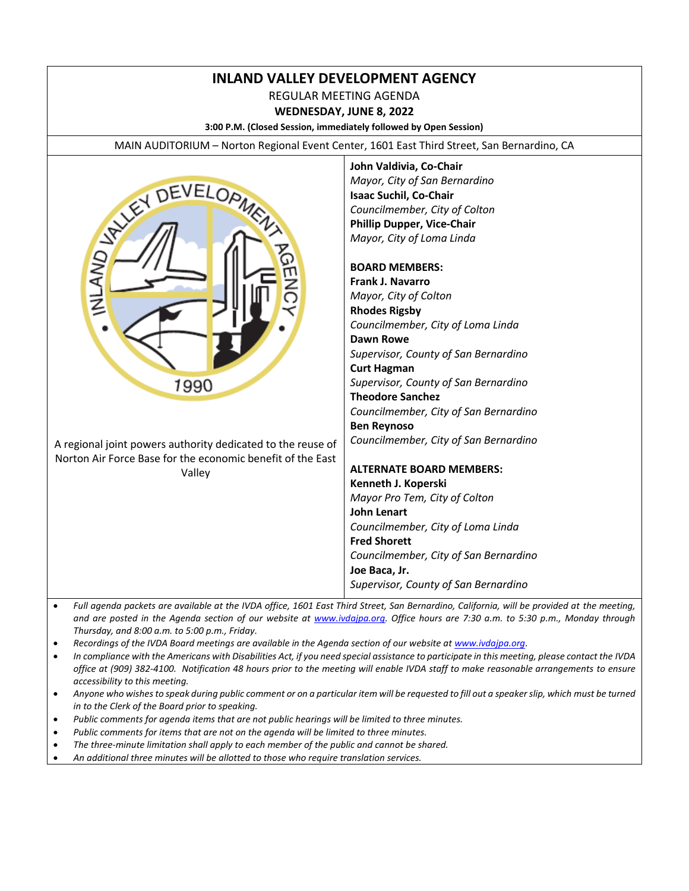# INLAND VALLEY DEVELOPMENT AGENCY

REGULAR MEETING AGENDA

**WEDNESDAY, JUNE 8, 2022**

**3:00 P.M. (Closed Session, immediately followed by Open Session)**

MAIN AUDITORIUM – Norton Regional Event Center, 1601 East Third Street, San Bernardino, CA

A regional joint powers authority dedicated to the reuse of Norton Air Force Base for the economic benefit of the East Valley

**John Valdivia, Co-Chair**
*Mayor, City of San Bernardino*
**Isaac Suchil, Co-Chair**
*Councilmember, City of Colton*
**Phillip Dupper, Vice-Chair**
*Mayor, City of Loma Linda*

**BOARD MEMBERS:**
**Frank J. Navarro**
*Mayor, City of Colton*
**Rhodes Rigsby**
*Councilmember, City of Loma Linda*
**Dawn Rowe**
*Supervisor, County of San Bernardino*
**Curt Hagman**
*Supervisor, County of San Bernardino*
**Theodore Sanchez**
*Councilmember, City of San Bernardino*
**Ben Reynoso**
*Councilmember, City of San Bernardino*

**ALTERNATE BOARD MEMBERS:**
**Kenneth J. Koperski**
*Mayor Pro Tem, City of Colton*
**John Lenart**
*Councilmember, City of Loma Linda*
**Fred Shorett**
*Councilmember, City of San Bernardino*
**Joe Baca, Jr.**
*Supervisor, County of San Bernardino*

- *Full agenda packets are available at the IVDA office, 1601 East Third Street, San Bernardino, California, will be provided at the meeting, and are posted in the Agenda section of our website at www.ivdajpa.org. Office hours are 7:30 a.m. to 5:30 p.m., Monday through Thursday, and 8:00 a.m. to 5:00 p.m., Friday.*
- *Recordings of the IVDA Board meetings are available in the Agenda section of our website at www.ivdajpa.org.*
- *In compliance with the Americans with Disabilities Act, if you need special assistance to participate in this meeting, please contact the IVDA office at (909) 382-4100. Notification 48 hours prior to the meeting will enable IVDA staff to make reasonable arrangements to ensure accessibility to this meeting.*
- *Anyone who wishes to speak during public comment or on a particular item will be requested to fill out a speaker slip, which must be turned in to the Clerk of the Board prior to speaking.*
- *Public comments for agenda items that are not public hearings will be limited to three minutes.*
- *Public comments for items that are not on the agenda will be limited to three minutes.*
- *The three-minute limitation shall apply to each member of the public and cannot be shared.*
- *An additional three minutes will be allotted to those who require translation services.*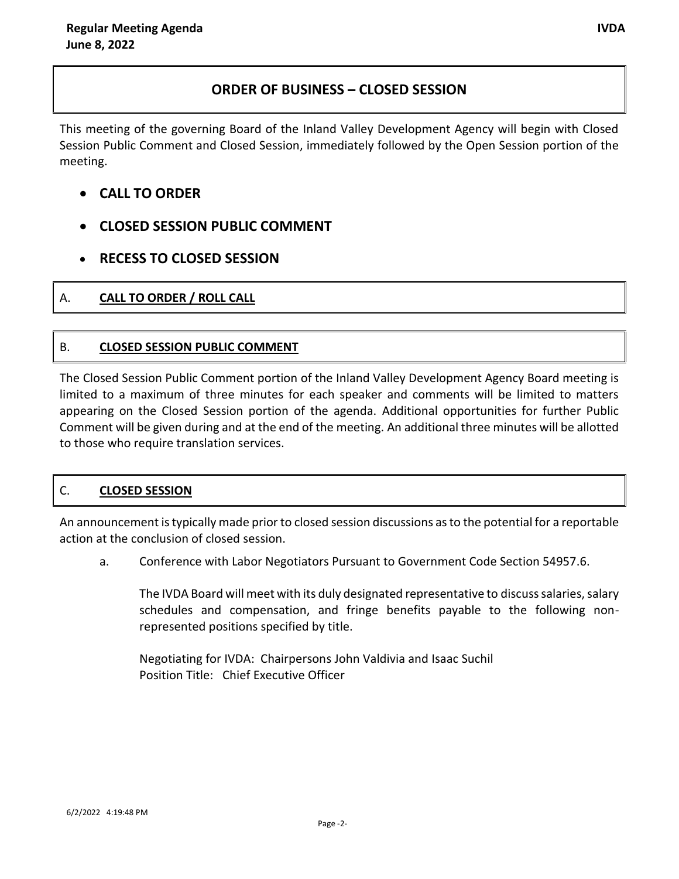## ORDER OF BUSINESS – CLOSED SESSION

This meeting of the governing Board of the Inland Valley Development Agency will begin with Closed Session Public Comment and Closed Session, immediately followed by the Open Session portion of the meeting.

- **CALL TO ORDER**
- **CLOSED SESSION PUBLIC COMMENT**
- **RECESS TO CLOSED SESSION**

### A. CALL TO ORDER / ROLL CALL

### B. CLOSED SESSION PUBLIC COMMENT

The Closed Session Public Comment portion of the Inland Valley Development Agency Board meeting is limited to a maximum of three minutes for each speaker and comments will be limited to matters appearing on the Closed Session portion of the agenda. Additional opportunities for further Public Comment will be given during and at the end of the meeting. An additional three minutes will be allotted to those who require translation services.

### C. CLOSED SESSION

An announcement is typically made prior to closed session discussions as to the potential for a reportable action at the conclusion of closed session.

a. Conference with Labor Negotiators Pursuant to Government Code Section 54957.6.

The IVDA Board will meet with its duly designated representative to discuss salaries, salary schedules and compensation, and fringe benefits payable to the following non-represented positions specified by title.

Negotiating for IVDA: Chairpersons John Valdivia and Isaac Suchil
Position Title: Chief Executive Officer

6/2/2022 4:19:48 PM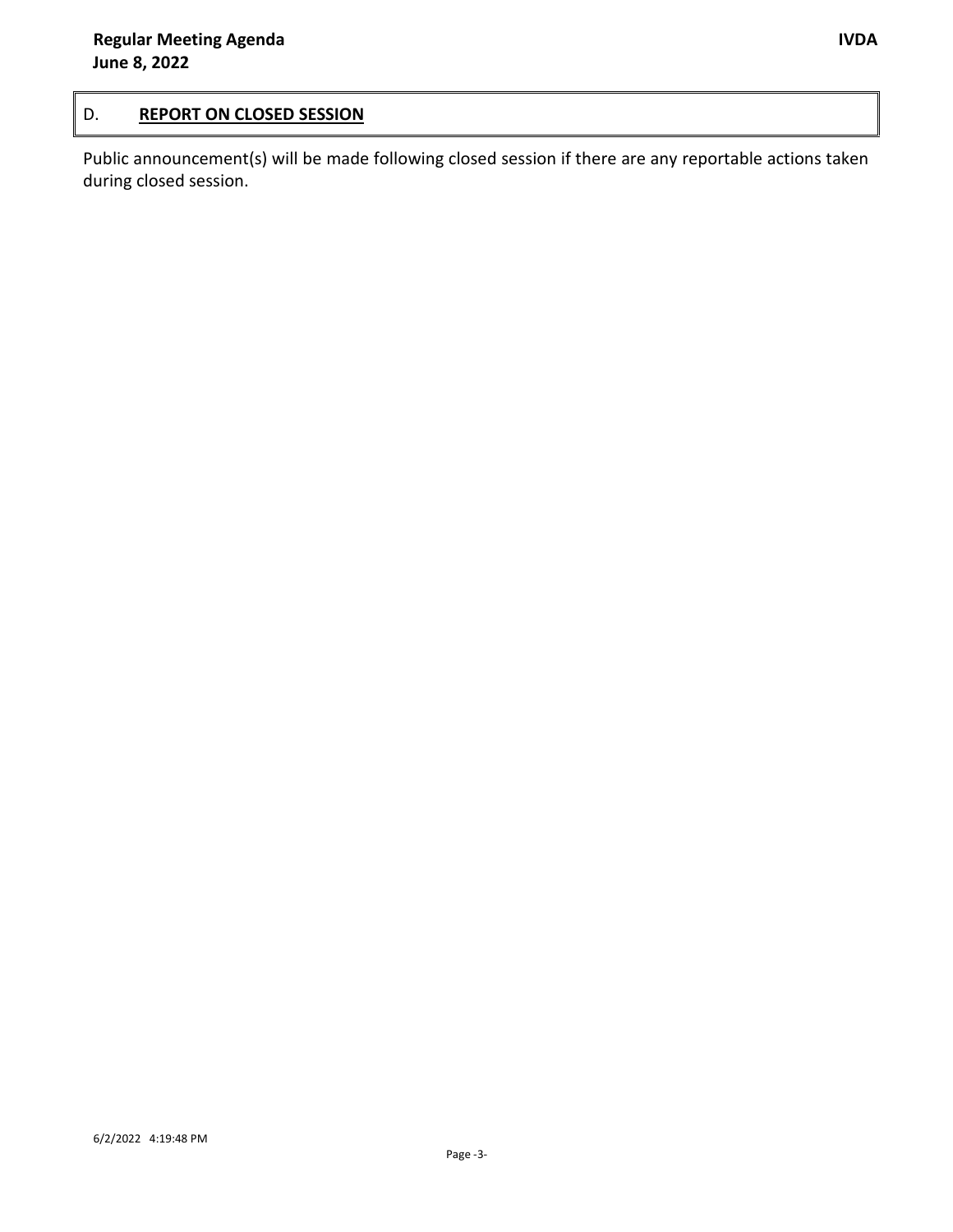## D. **REPORT ON CLOSED SESSION**

Public announcement(s) will be made following closed session if there are any reportable actions taken during closed session.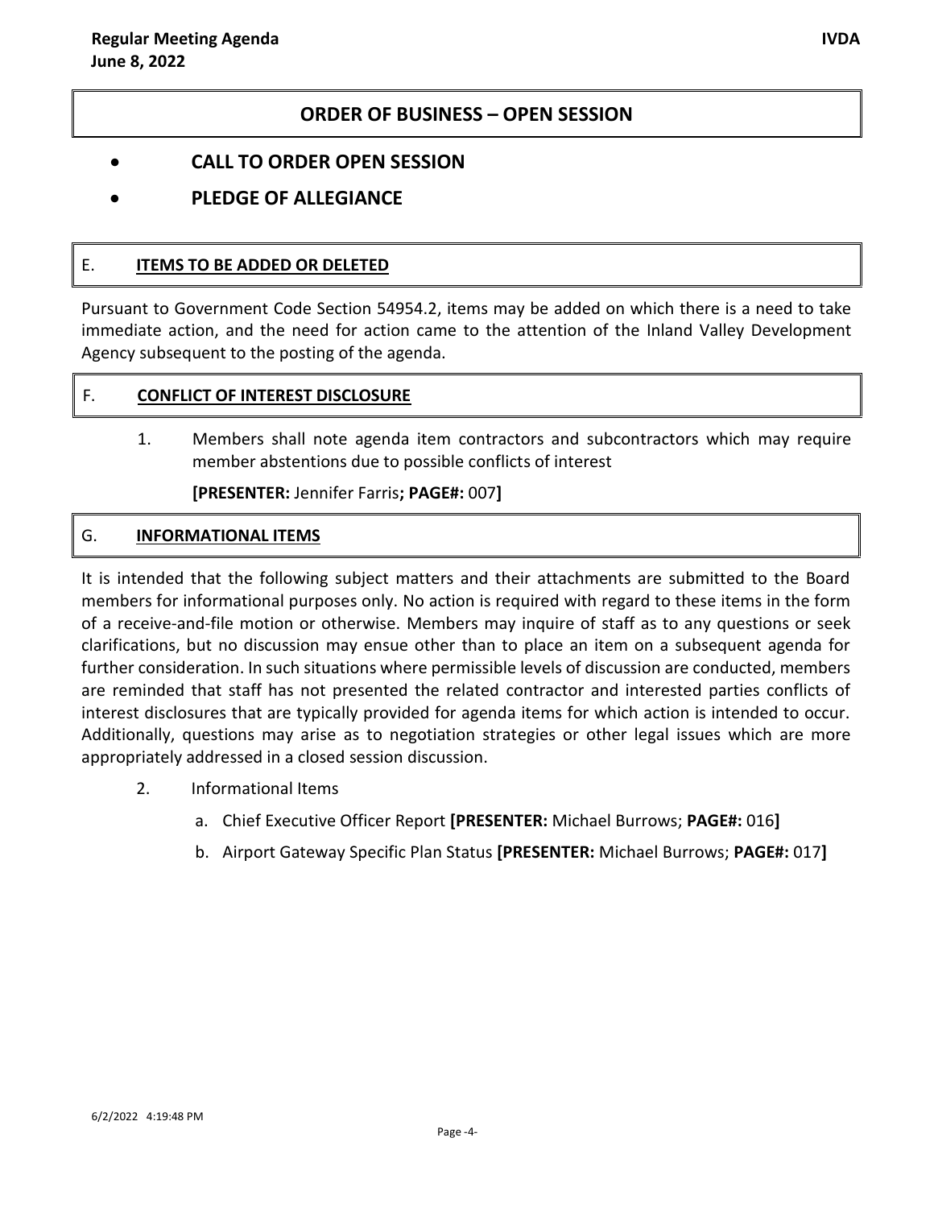## ORDER OF BUSINESS – OPEN SESSION

- **CALL TO ORDER OPEN SESSION**
- **PLEDGE OF ALLEGIANCE**

### E. ITEMS TO BE ADDED OR DELETED

Pursuant to Government Code Section 54954.2, items may be added on which there is a need to take immediate action, and the need for action came to the attention of the Inland Valley Development Agency subsequent to the posting of the agenda.

### F. CONFLICT OF INTEREST DISCLOSURE

1. Members shall note agenda item contractors and subcontractors which may require member abstentions due to possible conflicts of interest

   **[PRESENTER:** Jennifer Farris**; PAGE#:** 007**]**

### G. INFORMATIONAL ITEMS

It is intended that the following subject matters and their attachments are submitted to the Board members for informational purposes only. No action is required with regard to these items in the form of a receive-and-file motion or otherwise. Members may inquire of staff as to any questions or seek clarifications, but no discussion may ensue other than to place an item on a subsequent agenda for further consideration. In such situations where permissible levels of discussion are conducted, members are reminded that staff has not presented the related contractor and interested parties conflicts of interest disclosures that are typically provided for agenda items for which action is intended to occur. Additionally, questions may arise as to negotiation strategies or other legal issues which are more appropriately addressed in a closed session discussion.

2. Informational Items
   a. Chief Executive Officer Report **[PRESENTER:** Michael Burrows; **PAGE#:** 016**]**
   b. Airport Gateway Specific Plan Status **[PRESENTER:** Michael Burrows; **PAGE#:** 017**]**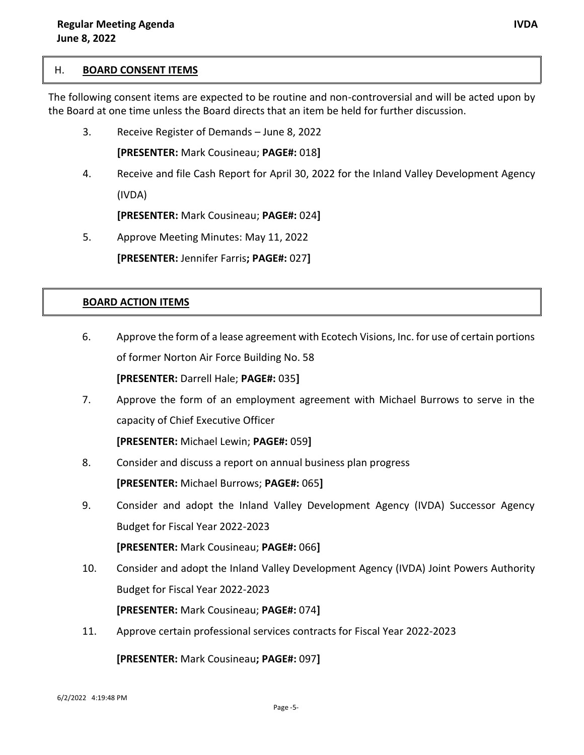## H. BOARD CONSENT ITEMS

The following consent items are expected to be routine and non-controversial and will be acted upon by the Board at one time unless the Board directs that an item be held for further discussion.

3. Receive Register of Demands – June 8, 2022

   **[PRESENTER:** Mark Cousineau; **PAGE#:** 018**]**

4. Receive and file Cash Report for April 30, 2022 for the Inland Valley Development Agency (IVDA)

   **[PRESENTER:** Mark Cousineau; **PAGE#:** 024**]**

5. Approve Meeting Minutes: May 11, 2022

   **[PRESENTER:** Jennifer Farris**; PAGE#:** 027**]**

## BOARD ACTION ITEMS

6. Approve the form of a lease agreement with Ecotech Visions, Inc. for use of certain portions of former Norton Air Force Building No. 58

   **[PRESENTER:** Darrell Hale; **PAGE#:** 035**]**

7. Approve the form of an employment agreement with Michael Burrows to serve in the capacity of Chief Executive Officer

   **[PRESENTER:** Michael Lewin; **PAGE#:** 059**]**

8. Consider and discuss a report on annual business plan progress

   **[PRESENTER:** Michael Burrows; **PAGE#:** 065**]**

9. Consider and adopt the Inland Valley Development Agency (IVDA) Successor Agency Budget for Fiscal Year 2022-2023

   **[PRESENTER:** Mark Cousineau; **PAGE#:** 066**]**

10. Consider and adopt the Inland Valley Development Agency (IVDA) Joint Powers Authority Budget for Fiscal Year 2022-2023

    **[PRESENTER:** Mark Cousineau; **PAGE#:** 074**]**

11. Approve certain professional services contracts for Fiscal Year 2022-2023

    **[PRESENTER:** Mark Cousineau**; PAGE#:** 097**]**

6/2/2022 4:19:48 PM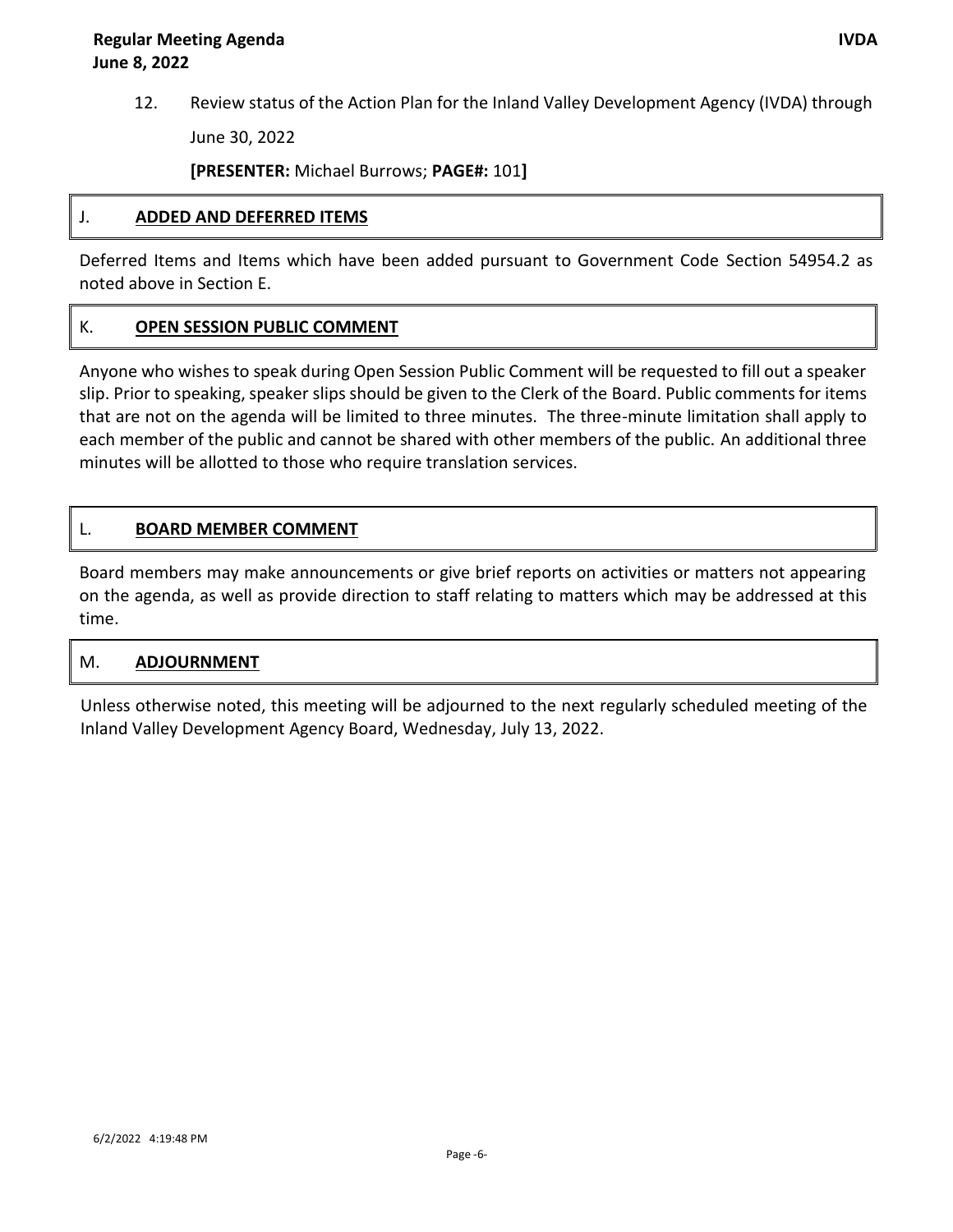12. Review status of the Action Plan for the Inland Valley Development Agency (IVDA) through June 30, 2022

    **[PRESENTER:** Michael Burrows; **PAGE#:** 101**]**

## J. ADDED AND DEFERRED ITEMS

Deferred Items and Items which have been added pursuant to Government Code Section 54954.2 as noted above in Section E.

## K. OPEN SESSION PUBLIC COMMENT

Anyone who wishes to speak during Open Session Public Comment will be requested to fill out a speaker slip. Prior to speaking, speaker slips should be given to the Clerk of the Board. Public comments for items that are not on the agenda will be limited to three minutes. The three-minute limitation shall apply to each member of the public and cannot be shared with other members of the public. An additional three minutes will be allotted to those who require translation services.

## L. BOARD MEMBER COMMENT

Board members may make announcements or give brief reports on activities or matters not appearing on the agenda, as well as provide direction to staff relating to matters which may be addressed at this time.

## M. ADJOURNMENT

Unless otherwise noted, this meeting will be adjourned to the next regularly scheduled meeting of the Inland Valley Development Agency Board, Wednesday, July 13, 2022.

6/2/2022 4:19:48 PM